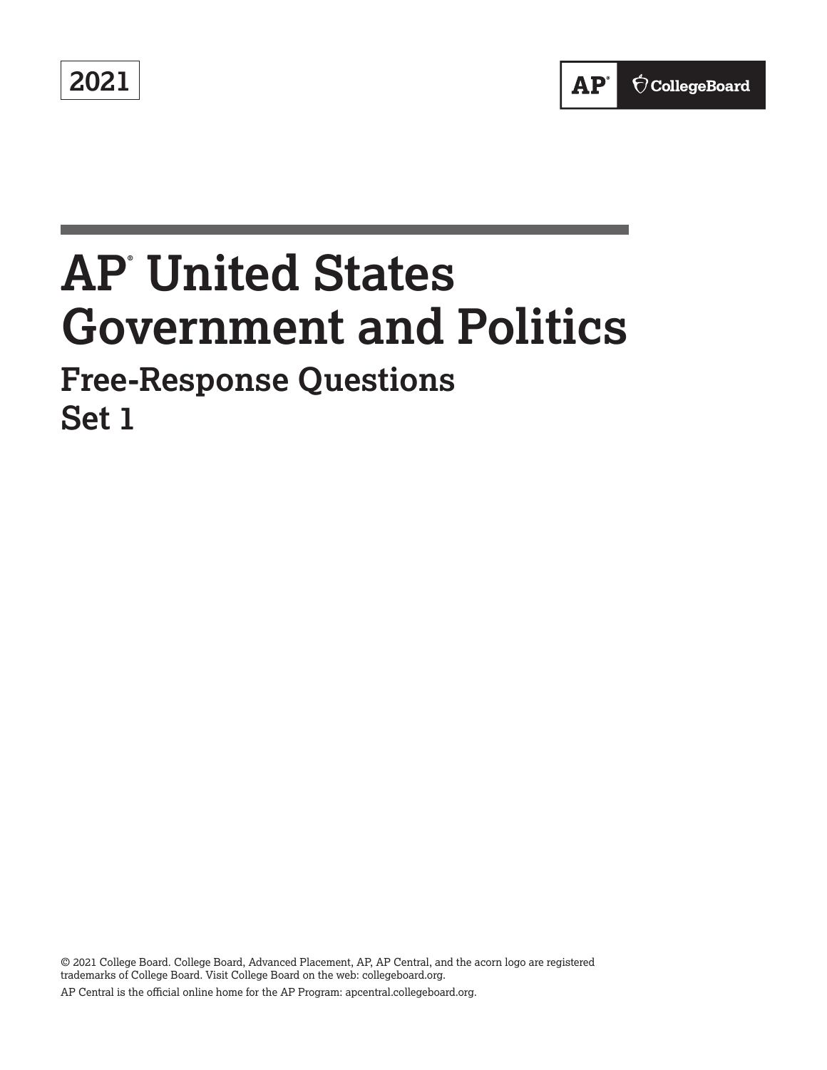2021

AP® CollegeBoard

# AP® United States Government and Politics

## Free-Response Questions

## Set 1

© 2021 College Board. College Board, Advanced Placement, AP, AP Central, and the acorn logo are registered trademarks of College Board. Visit College Board on the web: collegeboard.org.

AP Central is the official online home for the AP Program: apcentral.collegeboard.org.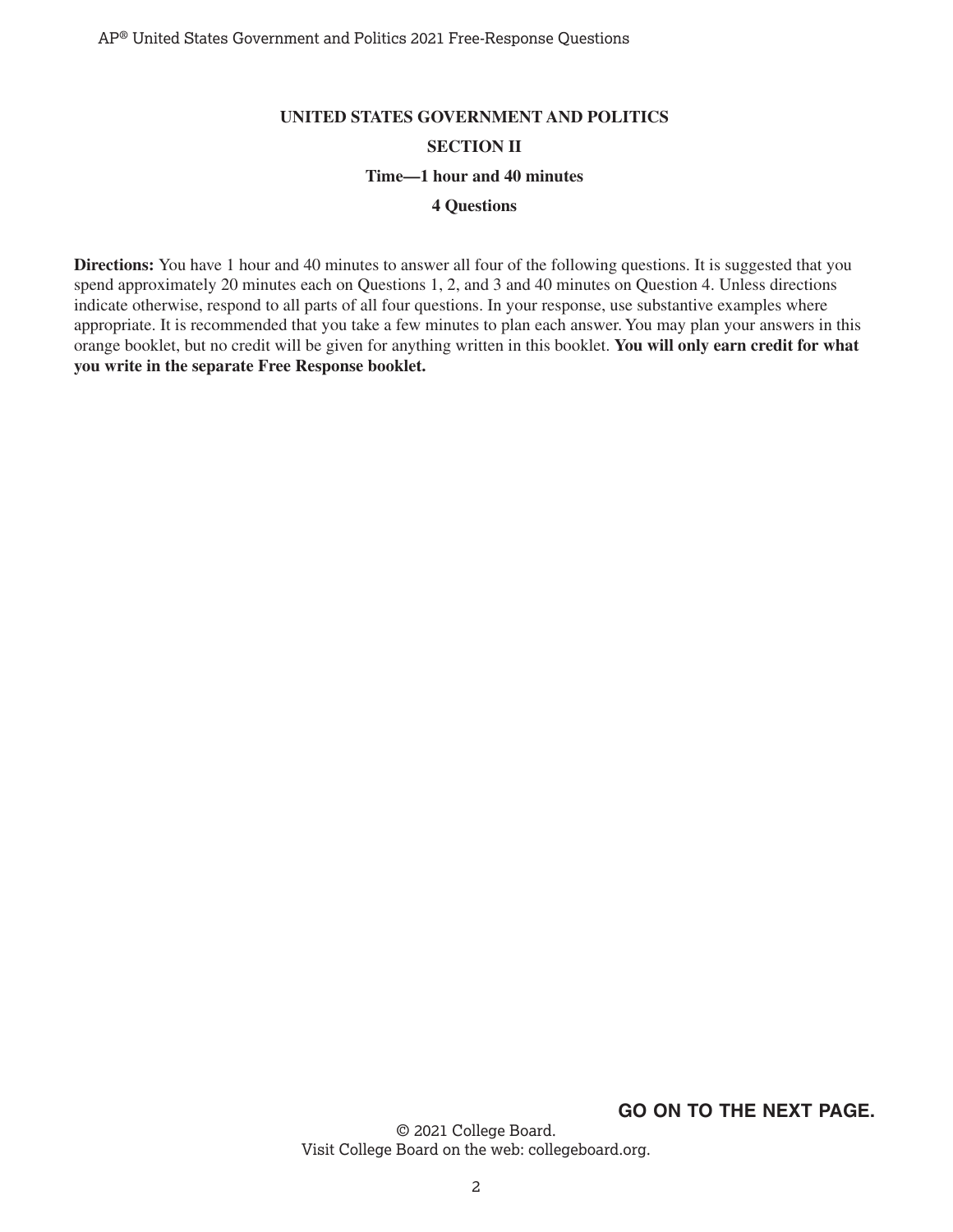**UNITED STATES GOVERNMENT AND POLITICS**

**SECTION II**

**Time—1 hour and 40 minutes**

**4 Questions**

**Directions:** You have 1 hour and 40 minutes to answer all four of the following questions. It is suggested that you spend approximately 20 minutes each on Questions 1, 2, and 3 and 40 minutes on Question 4. Unless directions indicate otherwise, respond to all parts of all four questions. In your response, use substantive examples where appropriate. It is recommended that you take a few minutes to plan each answer. You may plan your answers in this orange booklet, but no credit will be given for anything written in this booklet. **You will only earn credit for what you write in the separate Free Response booklet.**

**GO ON TO THE NEXT PAGE.**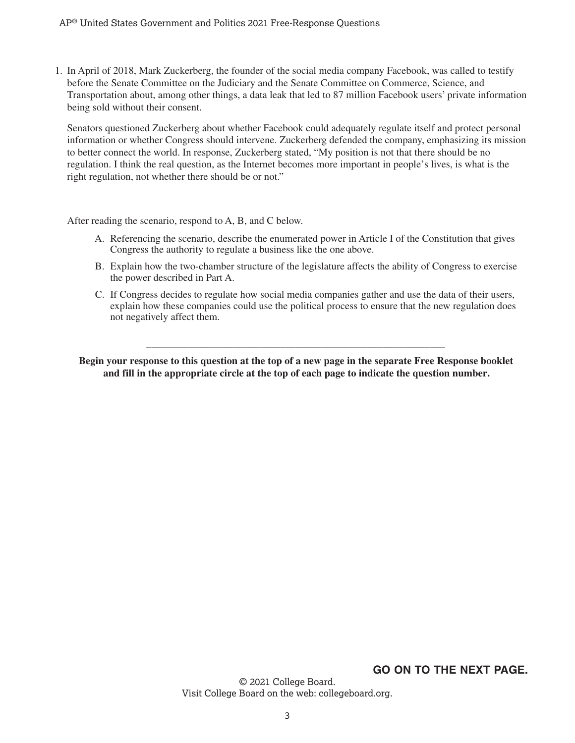1. In April of 2018, Mark Zuckerberg, the founder of the social media company Facebook, was called to testify before the Senate Committee on the Judiciary and the Senate Committee on Commerce, Science, and Transportation about, among other things, a data leak that led to 87 million Facebook users' private information being sold without their consent.

   Senators questioned Zuckerberg about whether Facebook could adequately regulate itself and protect personal information or whether Congress should intervene. Zuckerberg defended the company, emphasizing its mission to better connect the world. In response, Zuckerberg stated, "My position is not that there should be no regulation. I think the real question, as the Internet becomes more important in people's lives, is what is the right regulation, not whether there should be or not."

   After reading the scenario, respond to A, B, and C below.

   A. Referencing the scenario, describe the enumerated power in Article I of the Constitution that gives Congress the authority to regulate a business like the one above.

   B. Explain how the two-chamber structure of the legislature affects the ability of Congress to exercise the power described in Part A.

   C. If Congress decides to regulate how social media companies gather and use the data of their users, explain how these companies could use the political process to ensure that the new regulation does not negatively affect them.

---

**Begin your response to this question at the top of a new page in the separate Free Response booklet and fill in the appropriate circle at the top of each page to indicate the question number.**

**GO ON TO THE NEXT PAGE.**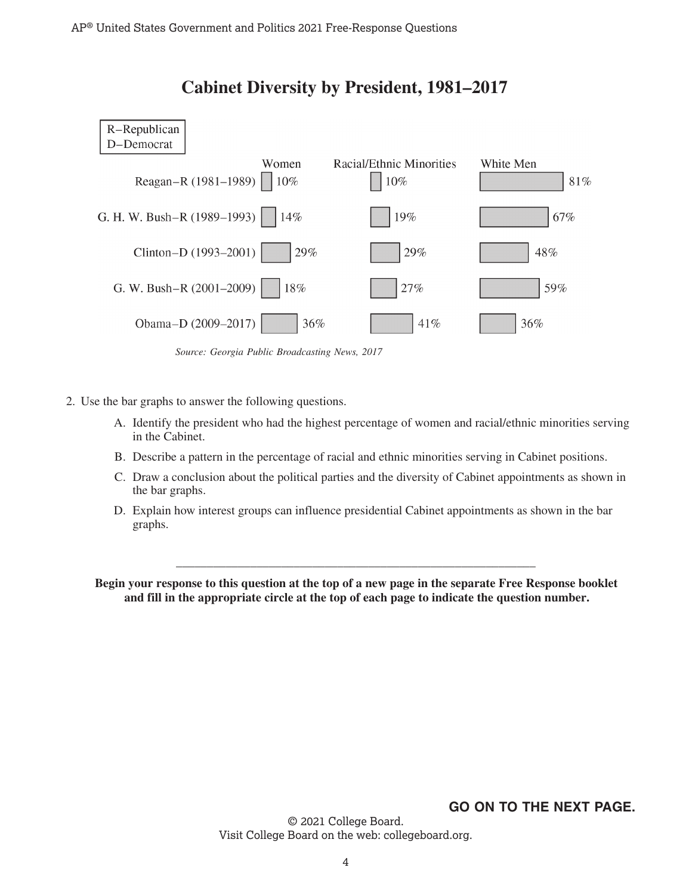# Cabinet Diversity by President, 1981–2017

R–Republican
D–Democrat

| President | Women | Racial/Ethnic Minorities | White Men |
|---|---|---|---|
| Reagan–R (1981–1989) | 10% | 10% | 81% |
| G. H. W. Bush–R (1989–1993) | 14% | 19% | 67% |
| Clinton–D (1993–2001) | 29% | 29% | 48% |
| G. W. Bush–R (2001–2009) | 18% | 27% | 59% |
| Obama–D (2009–2017) | 36% | 41% | 36% |

*Source: Georgia Public Broadcasting News, 2017*

2. Use the bar graphs to answer the following questions.

   A. Identify the president who had the highest percentage of women and racial/ethnic minorities serving in the Cabinet.

   B. Describe a pattern in the percentage of racial and ethnic minorities serving in Cabinet positions.

   C. Draw a conclusion about the political parties and the diversity of Cabinet appointments as shown in the bar graphs.

   D. Explain how interest groups can influence presidential Cabinet appointments as shown in the bar graphs.

---

**Begin your response to this question at the top of a new page in the separate Free Response booklet and fill in the appropriate circle at the top of each page to indicate the question number.**

**GO ON TO THE NEXT PAGE.**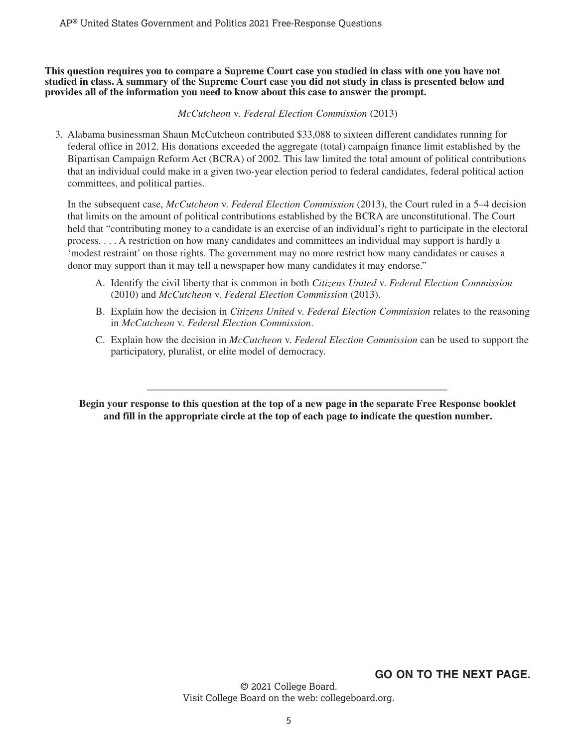**This question requires you to compare a Supreme Court case you studied in class with one you have not studied in class. A summary of the Supreme Court case you did not study in class is presented below and provides all of the information you need to know about this case to answer the prompt.**

*McCutcheon* v. *Federal Election Commission* (2013)

3. Alabama businessman Shaun McCutcheon contributed $33,088 to sixteen different candidates running for federal office in 2012. His donations exceeded the aggregate (total) campaign finance limit established by the Bipartisan Campaign Reform Act (BCRA) of 2002. This law limited the total amount of political contributions that an individual could make in a given two-year election period to federal candidates, federal political action committees, and political parties.

   In the subsequent case, *McCutcheon* v. *Federal Election Commission* (2013), the Court ruled in a 5–4 decision that limits on the amount of political contributions established by the BCRA are unconstitutional. The Court held that "contributing money to a candidate is an exercise of an individual's right to participate in the electoral process. . . . A restriction on how many candidates and committees an individual may support is hardly a 'modest restraint' on those rights. The government may no more restrict how many candidates or causes a donor may support than it may tell a newspaper how many candidates it may endorse."

   A. Identify the civil liberty that is common in both *Citizens United* v. *Federal Election Commission* (2010) and *McCutcheon* v. *Federal Election Commission* (2013).

   B. Explain how the decision in *Citizens United* v. *Federal Election Commission* relates to the reasoning in *McCutcheon* v. *Federal Election Commission*.

   C. Explain how the decision in *McCutcheon* v. *Federal Election Commission* can be used to support the participatory, pluralist, or elite model of democracy.

---

**Begin your response to this question at the top of a new page in the separate Free Response booklet and fill in the appropriate circle at the top of each page to indicate the question number.**

**GO ON TO THE NEXT PAGE.**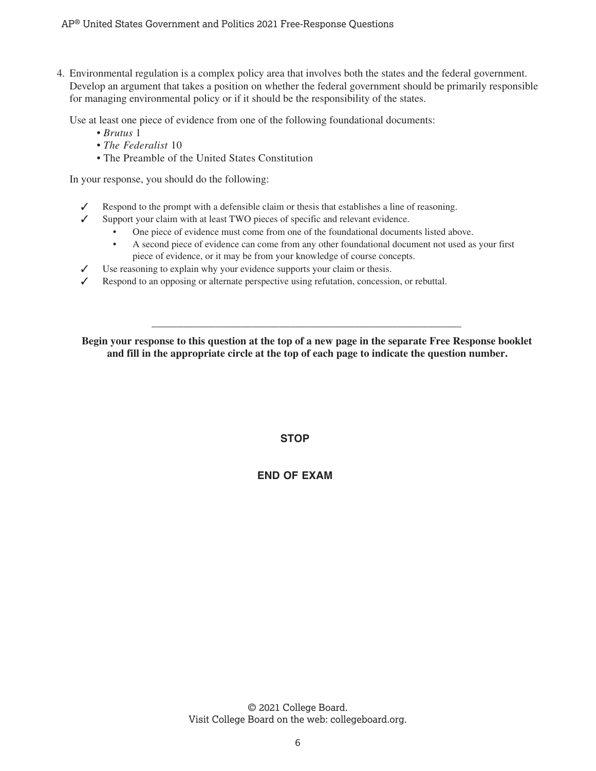4. Environmental regulation is a complex policy area that involves both the states and the federal government. Develop an argument that takes a position on whether the federal government should be primarily responsible for managing environmental policy or if it should be the responsibility of the states.

   Use at least one piece of evidence from one of the following foundational documents:

   - *Brutus* 1
   - *The Federalist* 10
   - The Preamble of the United States Constitution

   In your response, you should do the following:

   ✓ Respond to the prompt with a defensible claim or thesis that establishes a line of reasoning.

   ✓ Support your claim with at least TWO pieces of specific and relevant evidence.
   - One piece of evidence must come from one of the foundational documents listed above.
   - A second piece of evidence can come from any other foundational document not used as your first piece of evidence, or it may be from your knowledge of course concepts.

   ✓ Use reasoning to explain why your evidence supports your claim or thesis.

   ✓ Respond to an opposing or alternate perspective using refutation, concession, or rebuttal.

---

**Begin your response to this question at the top of a new page in the separate Free Response booklet and fill in the appropriate circle at the top of each page to indicate the question number.**

**STOP**

**END OF EXAM**

© 2021 College Board.
Visit College Board on the web: collegeboard.org.